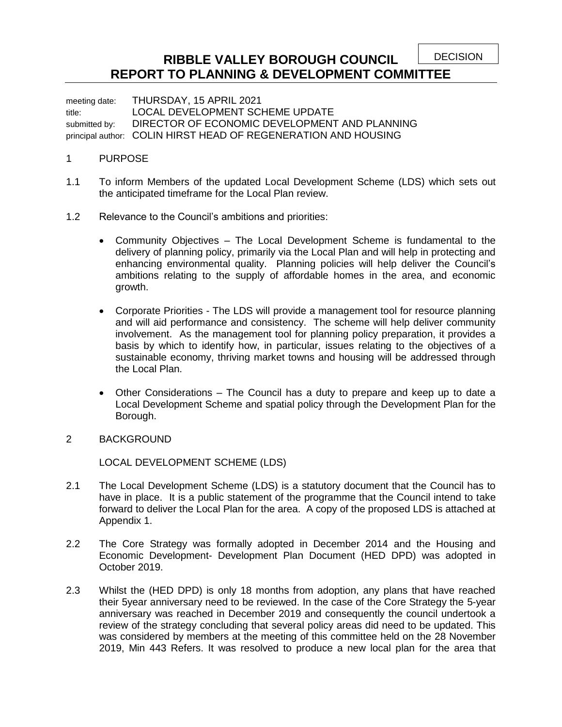DECISION

# RIBBLE VALLEY BOROUGH COUNCIL
# REPORT TO PLANNING & DEVELOPMENT COMMITTEE

meeting date: THURSDAY, 15 APRIL 2021
title: LOCAL DEVELOPMENT SCHEME UPDATE
submitted by: DIRECTOR OF ECONOMIC DEVELOPMENT AND PLANNING
principal author: COLIN HIRST HEAD OF REGENERATION AND HOUSING

1 PURPOSE

1.1 To inform Members of the updated Local Development Scheme (LDS) which sets out the anticipated timeframe for the Local Plan review.

1.2 Relevance to the Council's ambitions and priorities:

- Community Objectives – The Local Development Scheme is fundamental to the delivery of planning policy, primarily via the Local Plan and will help in protecting and enhancing environmental quality. Planning policies will help deliver the Council's ambitions relating to the supply of affordable homes in the area, and economic growth.

- Corporate Priorities - The LDS will provide a management tool for resource planning and will aid performance and consistency. The scheme will help deliver community involvement. As the management tool for planning policy preparation, it provides a basis by which to identify how, in particular, issues relating to the objectives of a sustainable economy, thriving market towns and housing will be addressed through the Local Plan.

- Other Considerations – The Council has a duty to prepare and keep up to date a Local Development Scheme and spatial policy through the Development Plan for the Borough.

2 BACKGROUND

LOCAL DEVELOPMENT SCHEME (LDS)

2.1 The Local Development Scheme (LDS) is a statutory document that the Council has to have in place. It is a public statement of the programme that the Council intend to take forward to deliver the Local Plan for the area. A copy of the proposed LDS is attached at Appendix 1.

2.2 The Core Strategy was formally adopted in December 2014 and the Housing and Economic Development- Development Plan Document (HED DPD) was adopted in October 2019.

2.3 Whilst the (HED DPD) is only 18 months from adoption, any plans that have reached their 5year anniversary need to be reviewed. In the case of the Core Strategy the 5-year anniversary was reached in December 2019 and consequently the council undertook a review of the strategy concluding that several policy areas did need to be updated. This was considered by members at the meeting of this committee held on the 28 November 2019, Min 443 Refers. It was resolved to produce a new local plan for the area that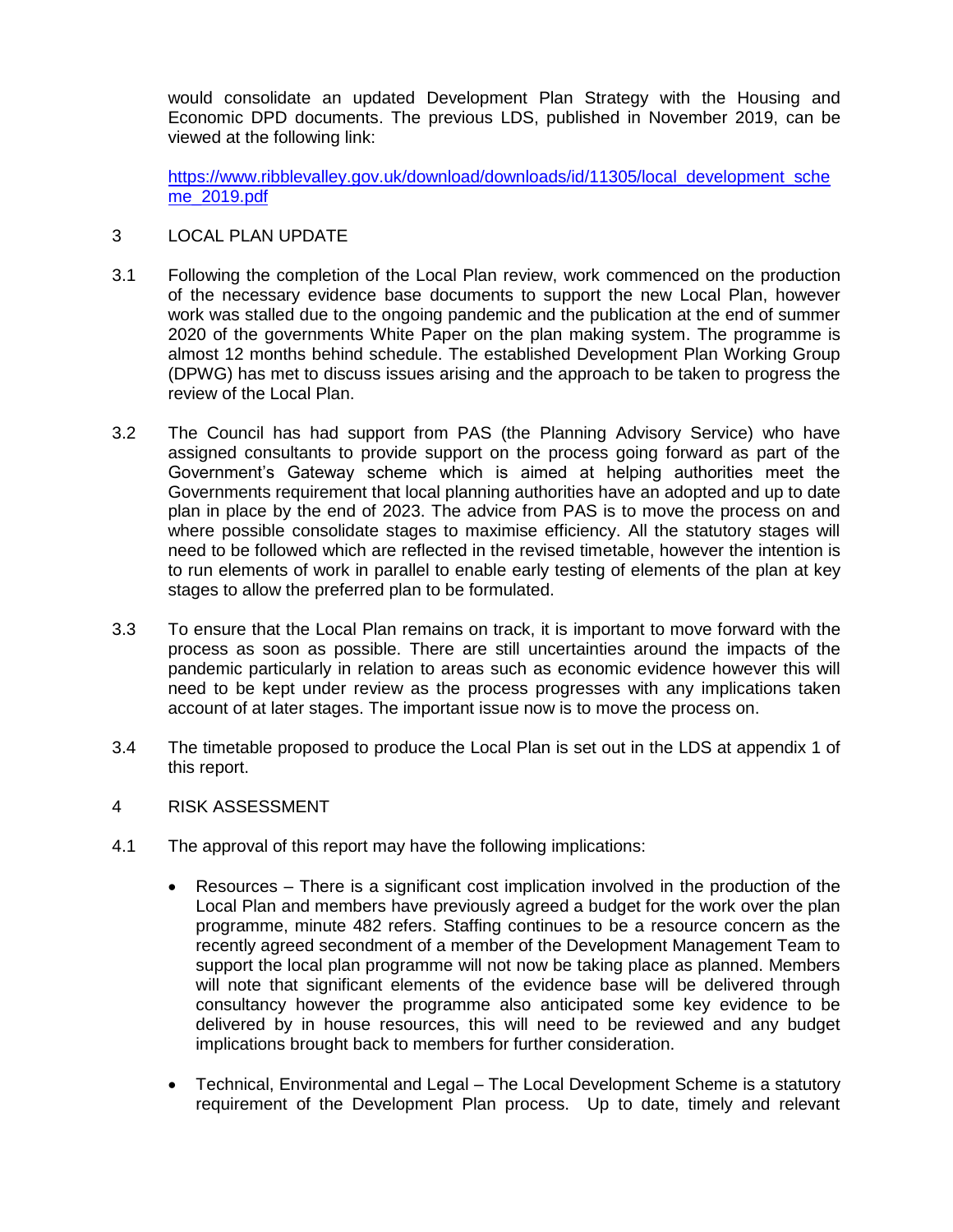would consolidate an updated Development Plan Strategy with the Housing and Economic DPD documents. The previous LDS, published in November 2019, can be viewed at the following link:

[https://www.ribblevalley.gov.uk/download/downloads/id/11305/local_development_scheme_2019.pdf](https://www.ribblevalley.gov.uk/download/downloads/id/11305/local_development_scheme_2019.pdf)

## 3 LOCAL PLAN UPDATE

3.1 Following the completion of the Local Plan review, work commenced on the production of the necessary evidence base documents to support the new Local Plan, however work was stalled due to the ongoing pandemic and the publication at the end of summer 2020 of the governments White Paper on the plan making system. The programme is almost 12 months behind schedule. The established Development Plan Working Group (DPWG) has met to discuss issues arising and the approach to be taken to progress the review of the Local Plan.

3.2 The Council has had support from PAS (the Planning Advisory Service) who have assigned consultants to provide support on the process going forward as part of the Government's Gateway scheme which is aimed at helping authorities meet the Governments requirement that local planning authorities have an adopted and up to date plan in place by the end of 2023. The advice from PAS is to move the process on and where possible consolidate stages to maximise efficiency. All the statutory stages will need to be followed which are reflected in the revised timetable, however the intention is to run elements of work in parallel to enable early testing of elements of the plan at key stages to allow the preferred plan to be formulated.

3.3 To ensure that the Local Plan remains on track, it is important to move forward with the process as soon as possible. There are still uncertainties around the impacts of the pandemic particularly in relation to areas such as economic evidence however this will need to be kept under review as the process progresses with any implications taken account of at later stages. The important issue now is to move the process on.

3.4 The timetable proposed to produce the Local Plan is set out in the LDS at appendix 1 of this report.

## 4 RISK ASSESSMENT

4.1 The approval of this report may have the following implications:

- Resources – There is a significant cost implication involved in the production of the Local Plan and members have previously agreed a budget for the work over the plan programme, minute 482 refers. Staffing continues to be a resource concern as the recently agreed secondment of a member of the Development Management Team to support the local plan programme will not now be taking place as planned. Members will note that significant elements of the evidence base will be delivered through consultancy however the programme also anticipated some key evidence to be delivered by in house resources, this will need to be reviewed and any budget implications brought back to members for further consideration.

- Technical, Environmental and Legal – The Local Development Scheme is a statutory requirement of the Development Plan process. Up to date, timely and relevant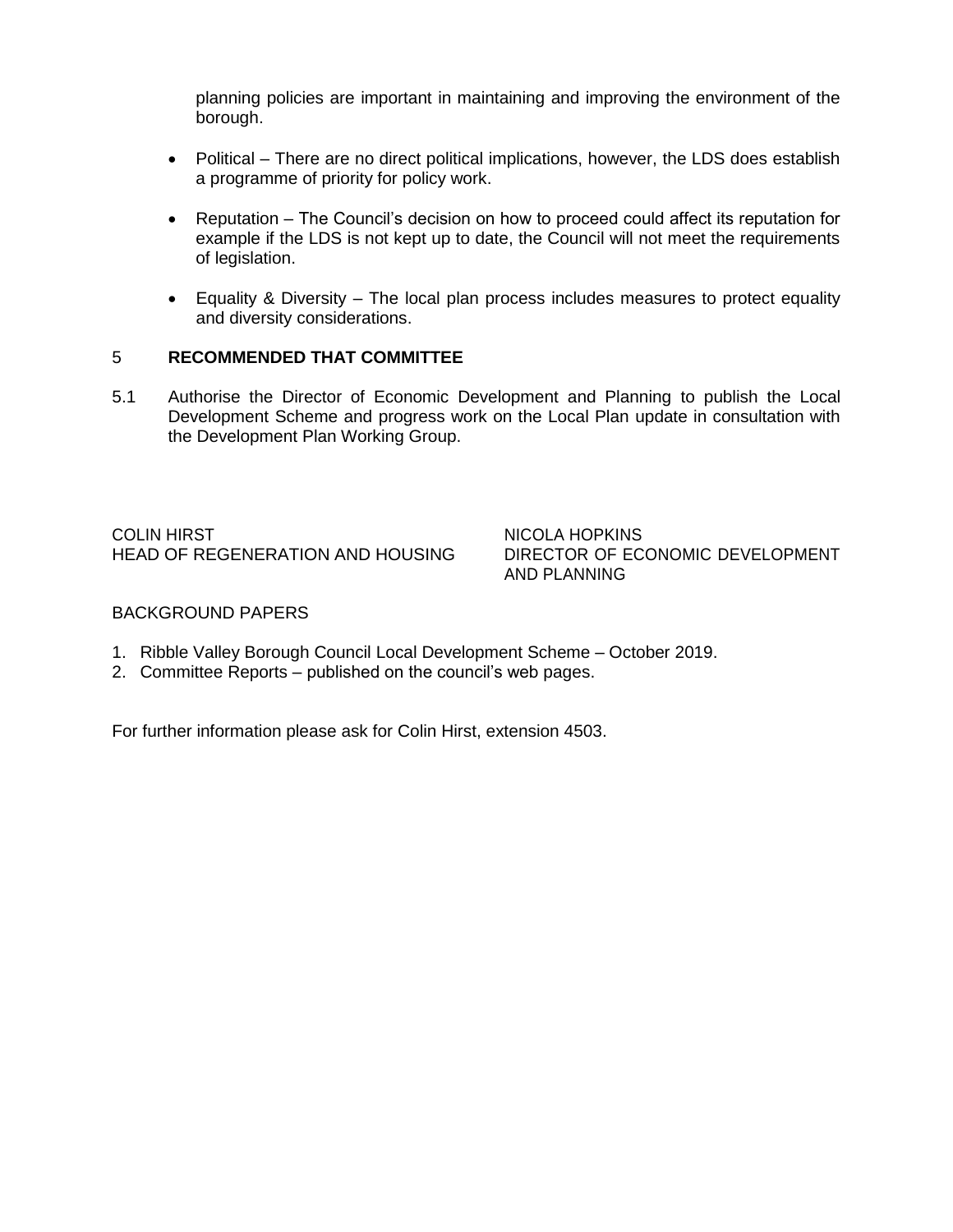planning policies are important in maintaining and improving the environment of the borough.

- Political – There are no direct political implications, however, the LDS does establish a programme of priority for policy work.

- Reputation – The Council's decision on how to proceed could affect its reputation for example if the LDS is not kept up to date, the Council will not meet the requirements of legislation.

- Equality & Diversity – The local plan process includes measures to protect equality and diversity considerations.

## 5 RECOMMENDED THAT COMMITTEE

5.1 Authorise the Director of Economic Development and Planning to publish the Local Development Scheme and progress work on the Local Plan update in consultation with the Development Plan Working Group.

COLIN HIRST
HEAD OF REGENERATION AND HOUSING

NICOLA HOPKINS
DIRECTOR OF ECONOMIC DEVELOPMENT AND PLANNING

BACKGROUND PAPERS

1. Ribble Valley Borough Council Local Development Scheme – October 2019.
2. Committee Reports – published on the council's web pages.

For further information please ask for Colin Hirst, extension 4503.